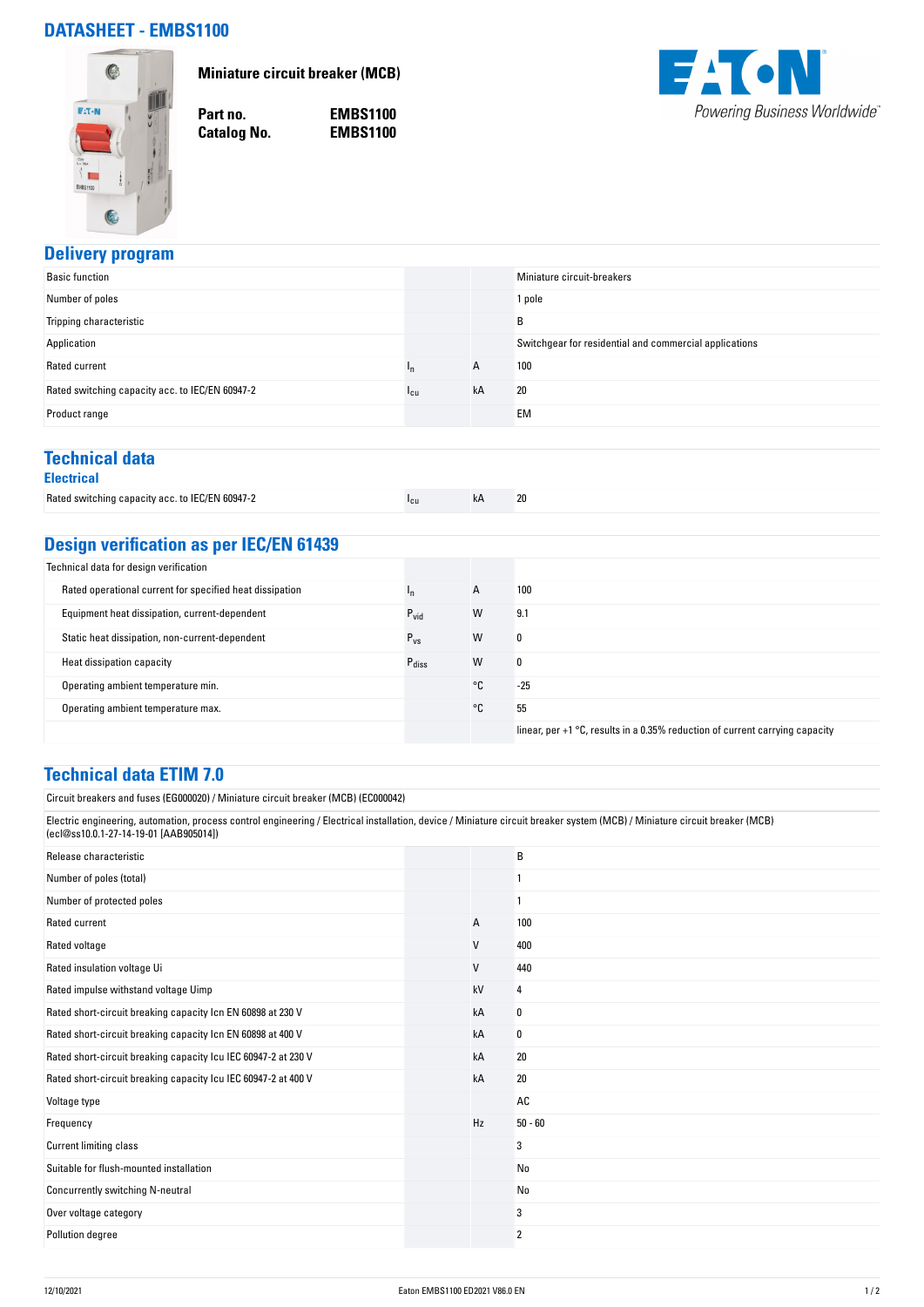# DATASHEET - EMBS1100

**Miniature circuit breaker (MCB)**

| | |
|---|---|
| **Part no.** | **EMBS1100** |
| **Catalog No.** | **EMBS1100** |

## Delivery program

| | | | |
|---|---|---|---|
| Basic function | | | Miniature circuit-breakers |
| Number of poles | | | 1 pole |
| Tripping characteristic | | | B |
| Application | | | Switchgear for residential and commercial applications |
| Rated current | $I_n$ | A | 100 |
| Rated switching capacity acc. to IEC/EN 60947-2 | $I_{cu}$ | kA | 20 |
| Product range | | | EM |

## Technical data

### Electrical

| | | | |
|---|---|---|---|
| Rated switching capacity acc. to IEC/EN 60947-2 | $I_{cu}$ | kA | 20 |

## Design verification as per IEC/EN 61439

| | | | |
|---|---|---|---|
| Technical data for design verification | | | |
| Rated operational current for specified heat dissipation | $I_n$ | A | 100 |
| Equipment heat dissipation, current-dependent | $P_{vid}$ | W | 9.1 |
| Static heat dissipation, non-current-dependent | $P_{vs}$ | W | 0 |
| Heat dissipation capacity | $P_{diss}$ | W | 0 |
| Operating ambient temperature min. | | °C | -25 |
| Operating ambient temperature max. | | °C | 55 |
| | | | linear, per +1 °C, results in a 0.35% reduction of current carrying capacity |

## Technical data ETIM 7.0

Circuit breakers and fuses (EG000020) / Miniature circuit breaker (MCB) (EC000042)

Electric engineering, automation, process control engineering / Electrical installation, device / Miniature circuit breaker system (MCB) / Miniature circuit breaker (MCB) (ecl@ss10.0.1-27-14-19-01 [AAB905014])

| | | | |
|---|---|---|---|
| Release characteristic | | | B |
| Number of poles (total) | | | 1 |
| Number of protected poles | | | 1 |
| Rated current | | A | 100 |
| Rated voltage | | V | 400 |
| Rated insulation voltage Ui | | V | 440 |
| Rated impulse withstand voltage Uimp | | kV | 4 |
| Rated short-circuit breaking capacity Icn EN 60898 at 230 V | | kA | 0 |
| Rated short-circuit breaking capacity Icn EN 60898 at 400 V | | kA | 0 |
| Rated short-circuit breaking capacity Icu IEC 60947-2 at 230 V | | kA | 20 |
| Rated short-circuit breaking capacity Icu IEC 60947-2 at 400 V | | kA | 20 |
| Voltage type | | | AC |
| Frequency | | Hz | 50 - 60 |
| Current limiting class | | | 3 |
| Suitable for flush-mounted installation | | | No |
| Concurrently switching N-neutral | | | No |
| Over voltage category | | | 3 |
| Pollution degree | | | 2 |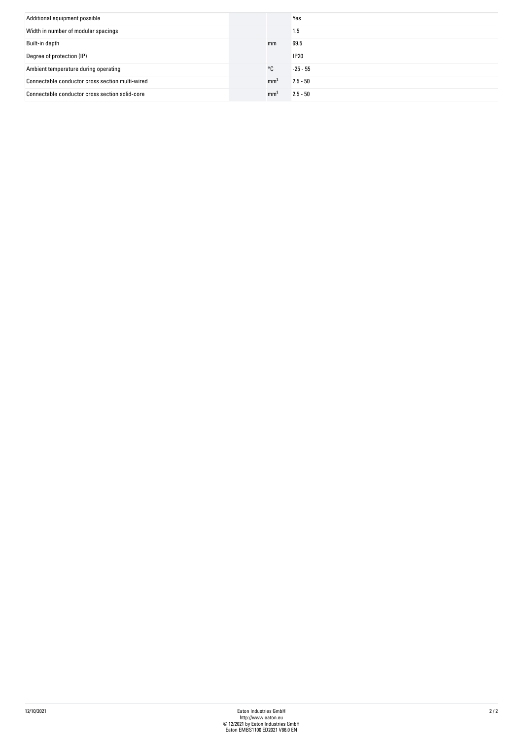| | | |
|---|---|---|
| Additional equipment possible | | Yes |
| Width in number of modular spacings | | 1.5 |
| Built-in depth | mm | 69.5 |
| Degree of protection (IP) | | IP20 |
| Ambient temperature during operating | °C | -25 - 55 |
| Connectable conductor cross section multi-wired | $mm^2$ | 2.5 - 50 |
| Connectable conductor cross section solid-core | $mm^2$ | 2.5 - 50 |